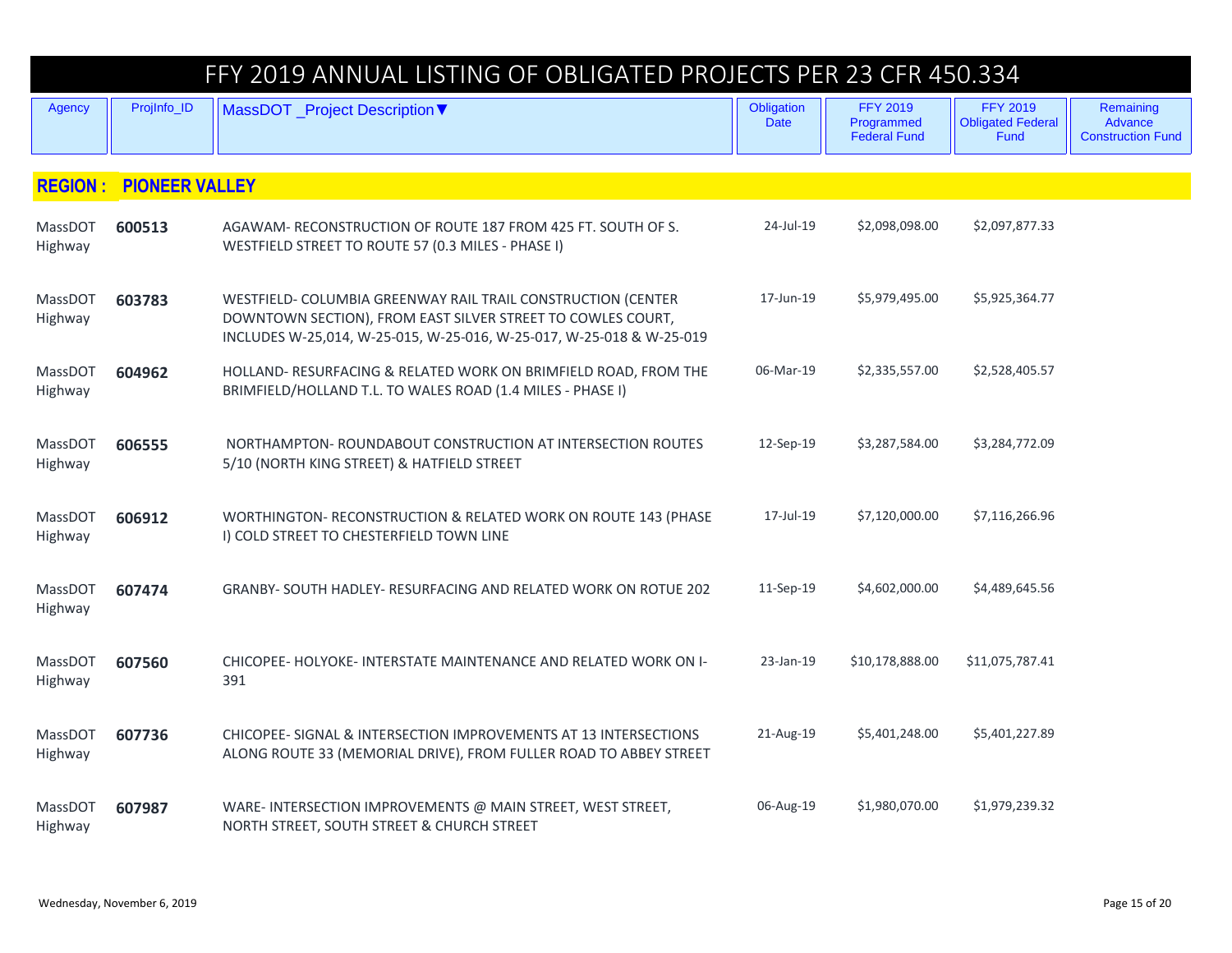# FFY 2019 ANNUAL LISTING OF OBLIGATED PROJECTS PER 23 CFR 450.334

## REGION : PIONEER VALLEY

| Agency | ProjInfo_ID | MassDOT _Project Description▼ | Obligation Date | FFY 2019 Programmed Federal Fund | FFY 2019 Obligated Federal Fund | Remaining Advance Construction Fund |
|---|---|---|---|---|---|---|
| MassDOT Highway | **600513** | AGAWAM- RECONSTRUCTION OF ROUTE 187 FROM 425 FT. SOUTH OF S. WESTFIELD STREET TO ROUTE 57 (0.3 MILES - PHASE I) | 24-Jul-19 | $2,098,098.00 | $2,097,877.33 | |
| MassDOT Highway | **603783** | WESTFIELD- COLUMBIA GREENWAY RAIL TRAIL CONSTRUCTION (CENTER DOWNTOWN SECTION), FROM EAST SILVER STREET TO COWLES COURT, INCLUDES W-25,014, W-25-015, W-25-016, W-25-017, W-25-018 & W-25-019 | 17-Jun-19 | $5,979,495.00 | $5,925,364.77 | |
| MassDOT Highway | **604962** | HOLLAND- RESURFACING & RELATED WORK ON BRIMFIELD ROAD, FROM THE BRIMFIELD/HOLLAND T.L. TO WALES ROAD (1.4 MILES - PHASE I) | 06-Mar-19 | $2,335,557.00 | $2,528,405.57 | |
| MassDOT Highway | **606555** | NORTHAMPTON- ROUNDABOUT CONSTRUCTION AT INTERSECTION ROUTES 5/10 (NORTH KING STREET) & HATFIELD STREET | 12-Sep-19 | $3,287,584.00 | $3,284,772.09 | |
| MassDOT Highway | **606912** | WORTHINGTON- RECONSTRUCTION & RELATED WORK ON ROUTE 143 (PHASE I) COLD STREET TO CHESTERFIELD TOWN LINE | 17-Jul-19 | $7,120,000.00 | $7,116,266.96 | |
| MassDOT Highway | **607474** | GRANBY- SOUTH HADLEY- RESURFACING AND RELATED WORK ON ROTUE 202 | 11-Sep-19 | $4,602,000.00 | $4,489,645.56 | |
| MassDOT Highway | **607560** | CHICOPEE- HOLYOKE- INTERSTATE MAINTENANCE AND RELATED WORK ON I-391 | 23-Jan-19 | $10,178,888.00 | $11,075,787.41 | |
| MassDOT Highway | **607736** | CHICOPEE- SIGNAL & INTERSECTION IMPROVEMENTS AT 13 INTERSECTIONS ALONG ROUTE 33 (MEMORIAL DRIVE), FROM FULLER ROAD TO ABBEY STREET | 21-Aug-19 | $5,401,248.00 | $5,401,227.89 | |
| MassDOT Highway | **607987** | WARE- INTERSECTION IMPROVEMENTS @ MAIN STREET, WEST STREET, NORTH STREET, SOUTH STREET & CHURCH STREET | 06-Aug-19 | $1,980,070.00 | $1,979,239.32 | |

Wednesday, November 6, 2019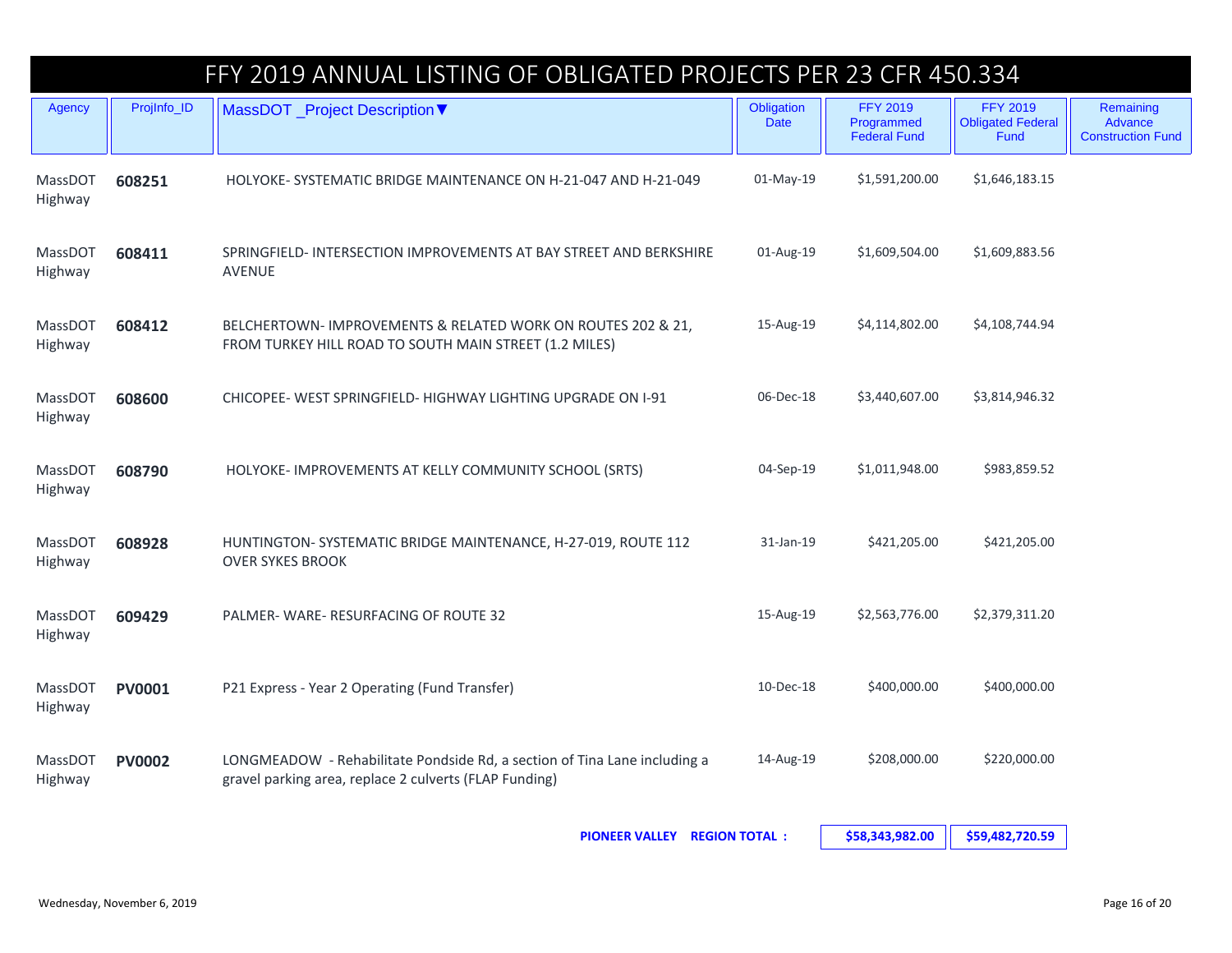# FFY 2019 ANNUAL LISTING OF OBLIGATED PROJECTS PER 23 CFR 450.334

| Agency | ProjInfo_ID | MassDOT _Project Description▼ | Obligation Date | FFY 2019 Programmed Federal Fund | FFY 2019 Obligated Federal Fund | Remaining Advance Construction Fund |
|---|---|---|---|---|---|---|
| MassDOT Highway | **608251** | HOLYOKE- SYSTEMATIC BRIDGE MAINTENANCE ON H-21-047 AND H-21-049 | 01-May-19 | $1,591,200.00 | $1,646,183.15 | |
| MassDOT Highway | **608411** | SPRINGFIELD- INTERSECTION IMPROVEMENTS AT BAY STREET AND BERKSHIRE AVENUE | 01-Aug-19 | $1,609,504.00 | $1,609,883.56 | |
| MassDOT Highway | **608412** | BELCHERTOWN- IMPROVEMENTS & RELATED WORK ON ROUTES 202 & 21, FROM TURKEY HILL ROAD TO SOUTH MAIN STREET (1.2 MILES) | 15-Aug-19 | $4,114,802.00 | $4,108,744.94 | |
| MassDOT Highway | **608600** | CHICOPEE- WEST SPRINGFIELD- HIGHWAY LIGHTING UPGRADE ON I-91 | 06-Dec-18 | $3,440,607.00 | $3,814,946.32 | |
| MassDOT Highway | **608790** | HOLYOKE- IMPROVEMENTS AT KELLY COMMUNITY SCHOOL (SRTS) | 04-Sep-19 | $1,011,948.00 | $983,859.52 | |
| MassDOT Highway | **608928** | HUNTINGTON- SYSTEMATIC BRIDGE MAINTENANCE, H-27-019, ROUTE 112 OVER SYKES BROOK | 31-Jan-19 | $421,205.00 | $421,205.00 | |
| MassDOT Highway | **609429** | PALMER- WARE- RESURFACING OF ROUTE 32 | 15-Aug-19 | $2,563,776.00 | $2,379,311.20 | |
| MassDOT Highway | **PV0001** | P21 Express - Year 2 Operating (Fund Transfer) | 10-Dec-18 | $400,000.00 | $400,000.00 | |
| MassDOT Highway | **PV0002** | LONGMEADOW - Rehabilitate Pondside Rd, a section of Tina Lane including a gravel parking area, replace 2 culverts (FLAP Funding) | 14-Aug-19 | $208,000.00 | $220,000.00 | |
| | | | **PIONEER VALLEY REGION TOTAL :** | **$58,343,982.00** | **$59,482,720.59** | |

Wednesday, November 6, 2019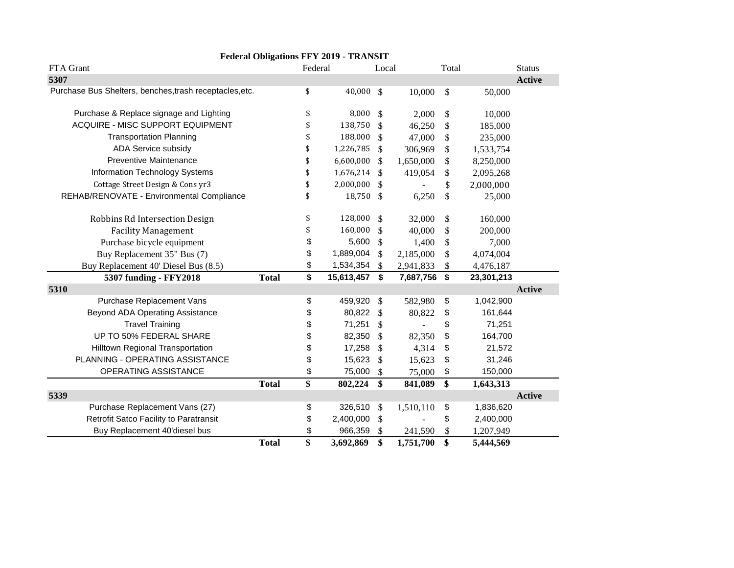**Federal Obligations FFY 2019 - TRANSIT**

| FTA Grant | | Federal | Local | Total | Status |
|---|---|---|---|---|---|
| **5307** | | | | | **Active** |
| Purchase Bus Shelters, benches,trash receptacles,etc. | | $ 40,000 | $ 10,000 | $ 50,000 | |
| Purchase & Replace signage and Lighting | | $ 8,000 | $ 2,000 | $ 10,000 | |
| ACQUIRE - MISC SUPPORT EQUIPMENT | | $ 138,750 | $ 46,250 | $ 185,000 | |
| Transportation Planning | | $ 188,000 | $ 47,000 | $ 235,000 | |
| ADA Service subsidy | | $ 1,226,785 | $ 306,969 | $ 1,533,754 | |
| Preventive Maintenance | | $ 6,600,000 | $ 1,650,000 | $ 8,250,000 | |
| Information Technology Systems | | $ 1,676,214 | $ 419,054 | $ 2,095,268 | |
| Cottage Street Design & Cons yr3 | | $ 2,000,000 | $ - | $ 2,000,000 | |
| REHAB/RENOVATE - Environmental Compliance | | $ 18,750 | $ 6,250 | $ 25,000 | |
| Robbins Rd Intersection Design | | $ 128,000 | $ 32,000 | $ 160,000 | |
| Facility Management | | $ 160,000 | $ 40,000 | $ 200,000 | |
| Purchase bicycle equipment | | $ 5,600 | $ 1,400 | $ 7,000 | |
| Buy Replacement 35" Bus (7) | | $ 1,889,004 | $ 2,185,000 | $ 4,074,004 | |
| Buy Replacement 40' Diesel Bus (8.5) | | $ 1,534,354 | $ 2,941,833 | $ 4,476,187 | |
| **5307 funding - FFY2018** | **Total** | **$ 15,613,457** | **$ 7,687,756** | **$ 23,301,213** | |
| **5310** | | | | | **Active** |
| Purchase Replacement Vans | | $ 459,920 | $ 582,980 | $ 1,042,900 | |
| Beyond ADA Operating Assistance | | $ 80,822 | $ 80,822 | $ 161,644 | |
| Travel Training | | $ 71,251 | $ - | $ 71,251 | |
| UP TO 50% FEDERAL SHARE | | $ 82,350 | $ 82,350 | $ 164,700 | |
| Hilltown Regional Transportation | | $ 17,258 | $ 4,314 | $ 21,572 | |
| PLANNING - OPERATING ASSISTANCE | | $ 15,623 | $ 15,623 | $ 31,246 | |
| OPERATING ASSISTANCE | | $ 75,000 | $ 75,000 | $ 150,000 | |
| | **Total** | **$ 802,224** | **$ 841,089** | **$ 1,643,313** | |
| **5339** | | | | | **Active** |
| Purchase Replacement Vans (27) | | $ 326,510 | $ 1,510,110 | $ 1,836,620 | |
| Retrofit Satco Facility to Paratransit | | $ 2,400,000 | $ - | $ 2,400,000 | |
| Buy Replacement 40'diesel bus | | $ 966,359 | $ 241,590 | $ 1,207,949 | |
| | **Total** | **$ 3,692,869** | **$ 1,751,700** | **$ 5,444,569** | |